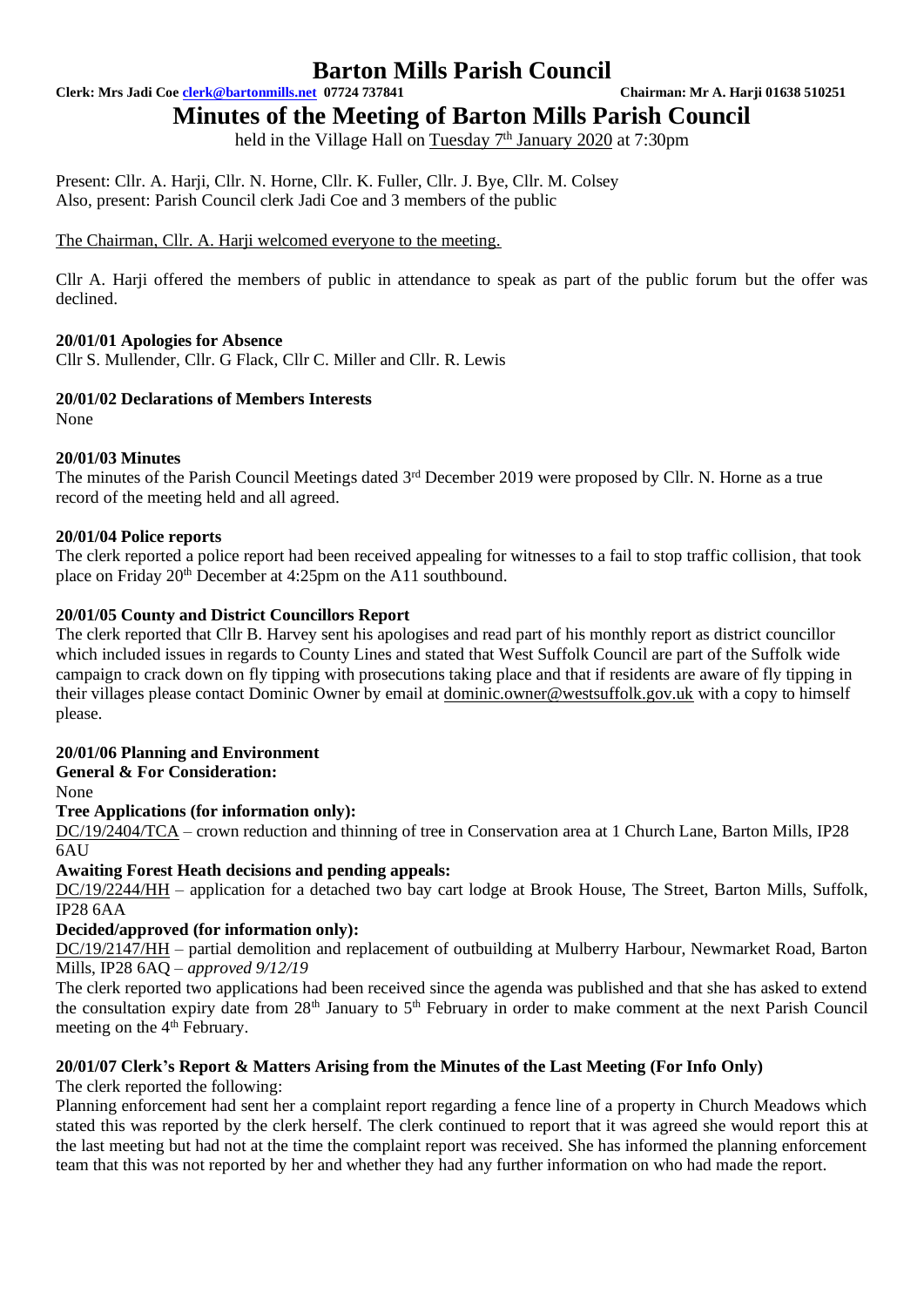# Barton Mills Parish Council

**Clerk: Mrs Jadi Coe clerk@bartonmills.net 07724 737841** **Chairman: Mr A. Harji 01638 510251**

## Minutes of the Meeting of Barton Mills Parish Council

held in the Village Hall on Tuesday 7th January 2020 at 7:30pm

Present: Cllr. A. Harji, Cllr. N. Horne, Cllr. K. Fuller, Cllr. J. Bye, Cllr. M. Colsey
Also, present: Parish Council clerk Jadi Coe and 3 members of the public

The Chairman, Cllr. A. Harji welcomed everyone to the meeting.

Cllr A. Harji offered the members of public in attendance to speak as part of the public forum but the offer was declined.

**20/01/01 Apologies for Absence**

Cllr S. Mullender, Cllr. G Flack, Cllr C. Miller and Cllr. R. Lewis

**20/01/02 Declarations of Members Interests**

None

**20/01/03 Minutes**

The minutes of the Parish Council Meetings dated 3rd December 2019 were proposed by Cllr. N. Horne as a true record of the meeting held and all agreed.

**20/01/04 Police reports**

The clerk reported a police report had been received appealing for witnesses to a fail to stop traffic collision, that took place on Friday 20th December at 4:25pm on the A11 southbound.

**20/01/05 County and District Councillors Report**

The clerk reported that Cllr B. Harvey sent his apologises and read part of his monthly report as district councillor which included issues in regards to County Lines and stated that West Suffolk Council are part of the Suffolk wide campaign to crack down on fly tipping with prosecutions taking place and that if residents are aware of fly tipping in their villages please contact Dominic Owner by email at dominic.owner@westsuffolk.gov.uk with a copy to himself please.

**20/01/06 Planning and Environment**

**General & For Consideration:**

None

**Tree Applications (for information only):**

DC/19/2404/TCA – crown reduction and thinning of tree in Conservation area at 1 Church Lane, Barton Mills, IP28 6AU

**Awaiting Forest Heath decisions and pending appeals:**

DC/19/2244/HH – application for a detached two bay cart lodge at Brook House, The Street, Barton Mills, Suffolk, IP28 6AA

**Decided/approved (for information only):**

DC/19/2147/HH – partial demolition and replacement of outbuilding at Mulberry Harbour, Newmarket Road, Barton Mills, IP28 6AQ – *approved 9/12/19*

The clerk reported two applications had been received since the agenda was published and that she has asked to extend the consultation expiry date from 28th January to 5th February in order to make comment at the next Parish Council meeting on the 4th February.

**20/01/07 Clerk's Report & Matters Arising from the Minutes of the Last Meeting (For Info Only)**

The clerk reported the following:

Planning enforcement had sent her a complaint report regarding a fence line of a property in Church Meadows which stated this was reported by the clerk herself. The clerk continued to report that it was agreed she would report this at the last meeting but had not at the time the complaint report was received. She has informed the planning enforcement team that this was not reported by her and whether they had any further information on who had made the report.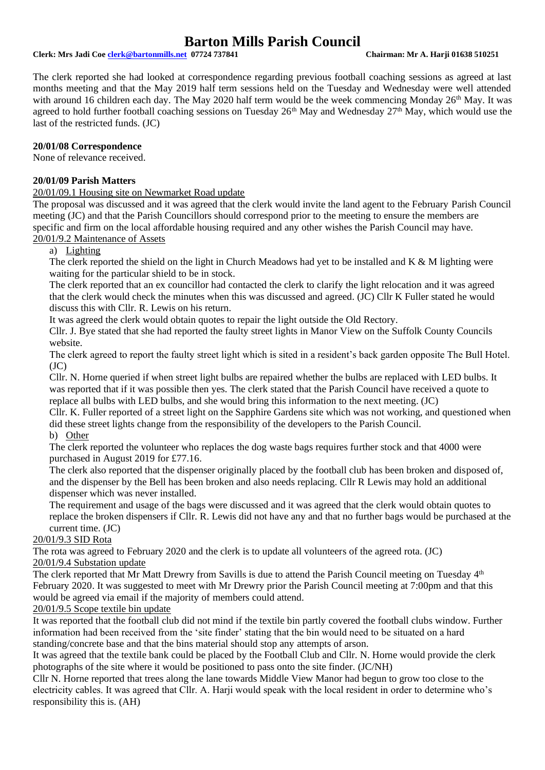The clerk reported she had looked at correspondence regarding previous football coaching sessions as agreed at last months meeting and that the May 2019 half term sessions held on the Tuesday and Wednesday were well attended with around 16 children each day. The May 2020 half term would be the week commencing Monday 26th May. It was agreed to hold further football coaching sessions on Tuesday 26th May and Wednesday 27th May, which would use the last of the restricted funds. (JC)

**20/01/08 Correspondence**

None of relevance received.

**20/01/09 Parish Matters**

20/01/09.1 Housing site on Newmarket Road update

The proposal was discussed and it was agreed that the clerk would invite the land agent to the February Parish Council meeting (JC) and that the Parish Councillors should correspond prior to the meeting to ensure the members are specific and firm on the local affordable housing required and any other wishes the Parish Council may have.

20/01/9.2 Maintenance of Assets

a) Lighting

The clerk reported the shield on the light in Church Meadows had yet to be installed and K & M lighting were waiting for the particular shield to be in stock.

The clerk reported that an ex councillor had contacted the clerk to clarify the light relocation and it was agreed that the clerk would check the minutes when this was discussed and agreed. (JC) Cllr K Fuller stated he would discuss this with Cllr. R. Lewis on his return.

It was agreed the clerk would obtain quotes to repair the light outside the Old Rectory.

Cllr. J. Bye stated that she had reported the faulty street lights in Manor View on the Suffolk County Councils website.

The clerk agreed to report the faulty street light which is sited in a resident's back garden opposite The Bull Hotel. (JC)

Cllr. N. Horne queried if when street light bulbs are repaired whether the bulbs are replaced with LED bulbs. It was reported that if it was possible then yes. The clerk stated that the Parish Council have received a quote to replace all bulbs with LED bulbs, and she would bring this information to the next meeting. (JC)

Cllr. K. Fuller reported of a street light on the Sapphire Gardens site which was not working, and questioned when did these street lights change from the responsibility of the developers to the Parish Council.

b) Other

The clerk reported the volunteer who replaces the dog waste bags requires further stock and that 4000 were purchased in August 2019 for £77.16.

The clerk also reported that the dispenser originally placed by the football club has been broken and disposed of, and the dispenser by the Bell has been broken and also needs replacing. Cllr R Lewis may hold an additional dispenser which was never installed.

The requirement and usage of the bags were discussed and it was agreed that the clerk would obtain quotes to replace the broken dispensers if Cllr. R. Lewis did not have any and that no further bags would be purchased at the current time. (JC)

20/01/9.3 SID Rota

The rota was agreed to February 2020 and the clerk is to update all volunteers of the agreed rota. (JC)

20/01/9.4 Substation update

The clerk reported that Mr Matt Drewry from Savills is due to attend the Parish Council meeting on Tuesday 4th February 2020. It was suggested to meet with Mr Drewry prior the Parish Council meeting at 7:00pm and that this would be agreed via email if the majority of members could attend.

20/01/9.5 Scope textile bin update

It was reported that the football club did not mind if the textile bin partly covered the football clubs window. Further information had been received from the 'site finder' stating that the bin would need to be situated on a hard standing/concrete base and that the bins material should stop any attempts of arson.

It was agreed that the textile bank could be placed by the Football Club and Cllr. N. Horne would provide the clerk photographs of the site where it would be positioned to pass onto the site finder. (JC/NH)

Cllr N. Horne reported that trees along the lane towards Middle View Manor had begun to grow too close to the electricity cables. It was agreed that Cllr. A. Harji would speak with the local resident in order to determine who's responsibility this is. (AH)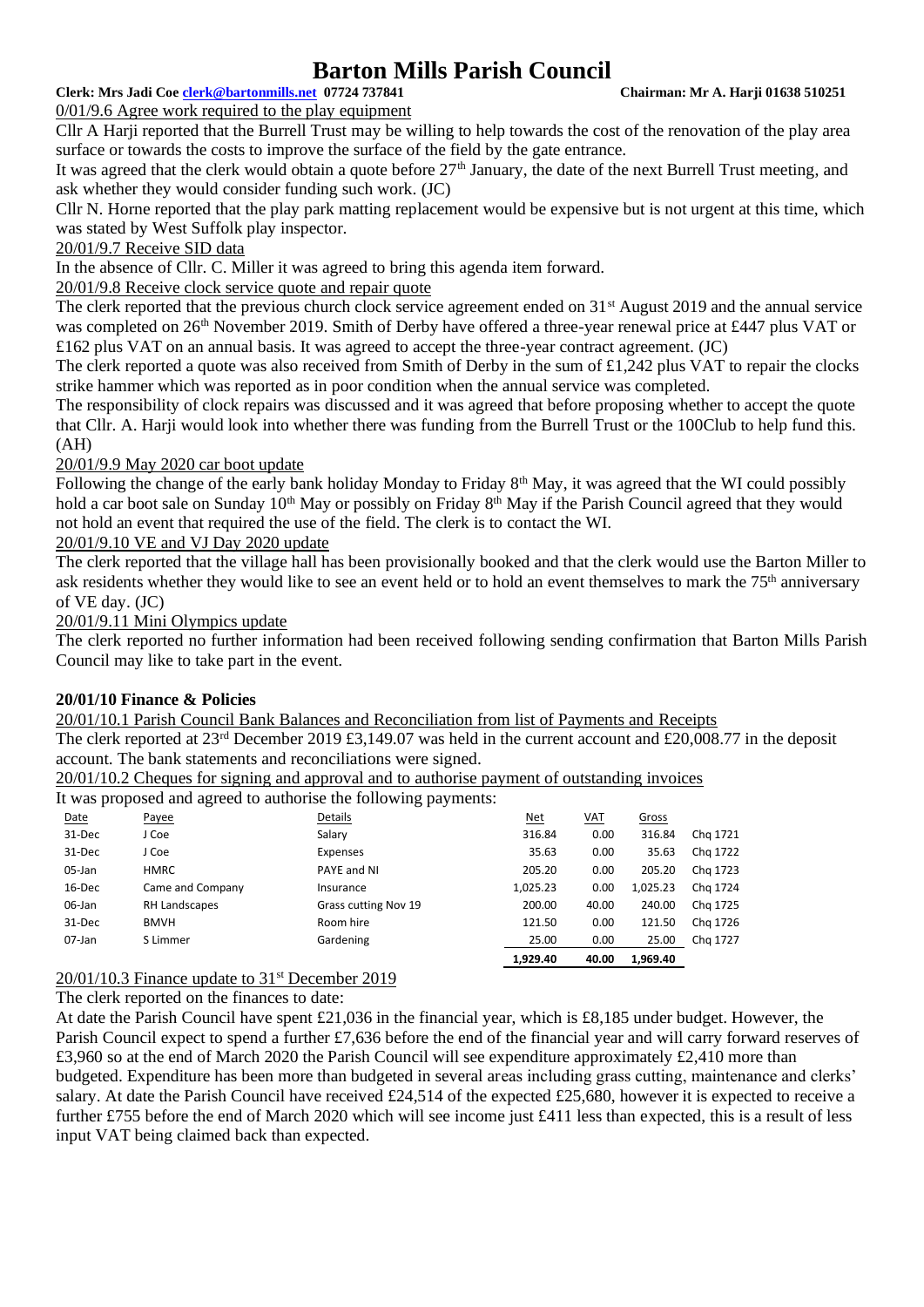# Barton Mills Parish Council

**Clerk: Mrs Jadi Coe clerk@bartonmills.net 07724 737841 Chairman: Mr A. Harji 01638 510251**

0/01/9.6 Agree work required to the play equipment

Cllr A Harji reported that the Burrell Trust may be willing to help towards the cost of the renovation of the play area surface or towards the costs to improve the surface of the field by the gate entrance.

It was agreed that the clerk would obtain a quote before 27th January, the date of the next Burrell Trust meeting, and ask whether they would consider funding such work. (JC)

Cllr N. Horne reported that the play park matting replacement would be expensive but is not urgent at this time, which was stated by West Suffolk play inspector.

20/01/9.7 Receive SID data

In the absence of Cllr. C. Miller it was agreed to bring this agenda item forward.

20/01/9.8 Receive clock service quote and repair quote

The clerk reported that the previous church clock service agreement ended on 31st August 2019 and the annual service was completed on 26th November 2019. Smith of Derby have offered a three-year renewal price at £447 plus VAT or £162 plus VAT on an annual basis. It was agreed to accept the three-year contract agreement. (JC)

The clerk reported a quote was also received from Smith of Derby in the sum of £1,242 plus VAT to repair the clocks strike hammer which was reported as in poor condition when the annual service was completed.

The responsibility of clock repairs was discussed and it was agreed that before proposing whether to accept the quote that Cllr. A. Harji would look into whether there was funding from the Burrell Trust or the 100Club to help fund this. (AH)

20/01/9.9 May 2020 car boot update

Following the change of the early bank holiday Monday to Friday 8th May, it was agreed that the WI could possibly hold a car boot sale on Sunday 10th May or possibly on Friday 8th May if the Parish Council agreed that they would not hold an event that required the use of the field. The clerk is to contact the WI.

20/01/9.10 VE and VJ Day 2020 update

The clerk reported that the village hall has been provisionally booked and that the clerk would use the Barton Miller to ask residents whether they would like to see an event held or to hold an event themselves to mark the 75th anniversary of VE day. (JC)

20/01/9.11 Mini Olympics update

The clerk reported no further information had been received following sending confirmation that Barton Mills Parish Council may like to take part in the event.

**20/01/10 Finance & Policies**

20/01/10.1 Parish Council Bank Balances and Reconciliation from list of Payments and Receipts

The clerk reported at 23rd December 2019 £3,149.07 was held in the current account and £20,008.77 in the deposit account. The bank statements and reconciliations were signed.

20/01/10.2 Cheques for signing and approval and to authorise payment of outstanding invoices

It was proposed and agreed to authorise the following payments:

| Date | Payee | Details | Net | VAT | Gross | |
|---|---|---|---|---|---|---|
| 31-Dec | J Coe | Salary | 316.84 | 0.00 | 316.84 | Chq 1721 |
| 31-Dec | J Coe | Expenses | 35.63 | 0.00 | 35.63 | Chq 1722 |
| 05-Jan | HMRC | PAYE and NI | 205.20 | 0.00 | 205.20 | Chq 1723 |
| 16-Dec | Came and Company | Insurance | 1,025.23 | 0.00 | 1,025.23 | Chq 1724 |
| 06-Jan | RH Landscapes | Grass cutting Nov 19 | 200.00 | 40.00 | 240.00 | Chq 1725 |
| 31-Dec | BMVH | Room hire | 121.50 | 0.00 | 121.50 | Chq 1726 |
| 07-Jan | S Limmer | Gardening | 25.00 | 0.00 | 25.00 | Chq 1727 |
| | | | 1,929.40 | 40.00 | 1,969.40 | |

20/01/10.3 Finance update to 31st December 2019

The clerk reported on the finances to date:

At date the Parish Council have spent £21,036 in the financial year, which is £8,185 under budget. However, the Parish Council expect to spend a further £7,636 before the end of the financial year and will carry forward reserves of £3,960 so at the end of March 2020 the Parish Council will see expenditure approximately £2,410 more than budgeted. Expenditure has been more than budgeted in several areas including grass cutting, maintenance and clerks' salary. At date the Parish Council have received £24,514 of the expected £25,680, however it is expected to receive a further £755 before the end of March 2020 which will see income just £411 less than expected, this is a result of less input VAT being claimed back than expected.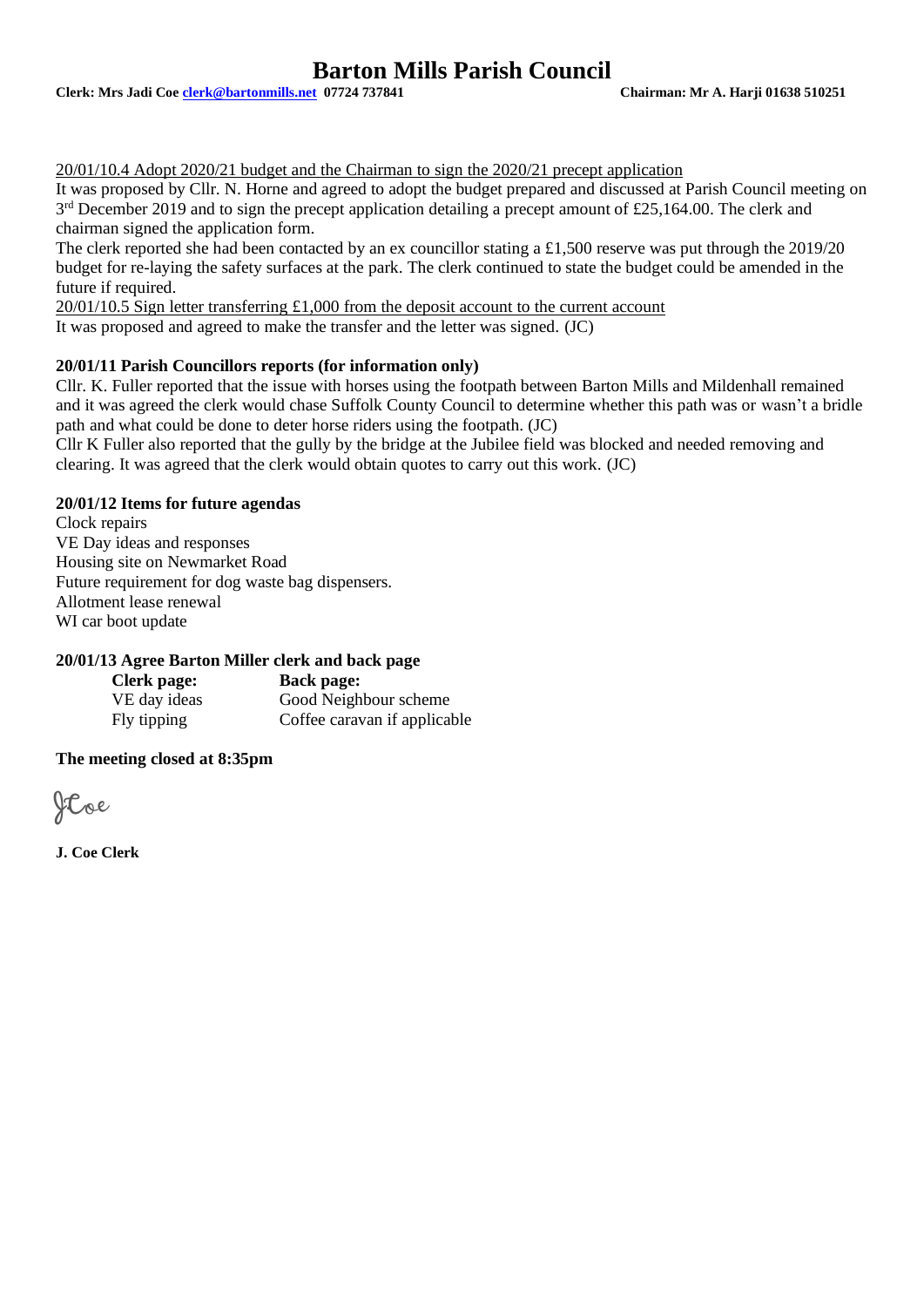20/01/10.4 Adopt 2020/21 budget and the Chairman to sign the 2020/21 precept application

It was proposed by Cllr. N. Horne and agreed to adopt the budget prepared and discussed at Parish Council meeting on 3rd December 2019 and to sign the precept application detailing a precept amount of £25,164.00. The clerk and chairman signed the application form.

The clerk reported she had been contacted by an ex councillor stating a £1,500 reserve was put through the 2019/20 budget for re-laying the safety surfaces at the park. The clerk continued to state the budget could be amended in the future if required.

20/01/10.5 Sign letter transferring £1,000 from the deposit account to the current account

It was proposed and agreed to make the transfer and the letter was signed. (JC)

**20/01/11 Parish Councillors reports (for information only)**

Cllr. K. Fuller reported that the issue with horses using the footpath between Barton Mills and Mildenhall remained and it was agreed the clerk would chase Suffolk County Council to determine whether this path was or wasn't a bridle path and what could be done to deter horse riders using the footpath. (JC)

Cllr K Fuller also reported that the gully by the bridge at the Jubilee field was blocked and needed removing and clearing. It was agreed that the clerk would obtain quotes to carry out this work. (JC)

**20/01/12 Items for future agendas**

Clock repairs
VE Day ideas and responses
Housing site on Newmarket Road
Future requirement for dog waste bag dispensers.
Allotment lease renewal
WI car boot update

**20/01/13 Agree Barton Miller clerk and back page**

| **Clerk page:** | **Back page:** |
|---|---|
| VE day ideas | Good Neighbour scheme |
| Fly tipping | Coffee caravan if applicable |

**The meeting closed at 8:35pm**

JCoe

**J. Coe Clerk**